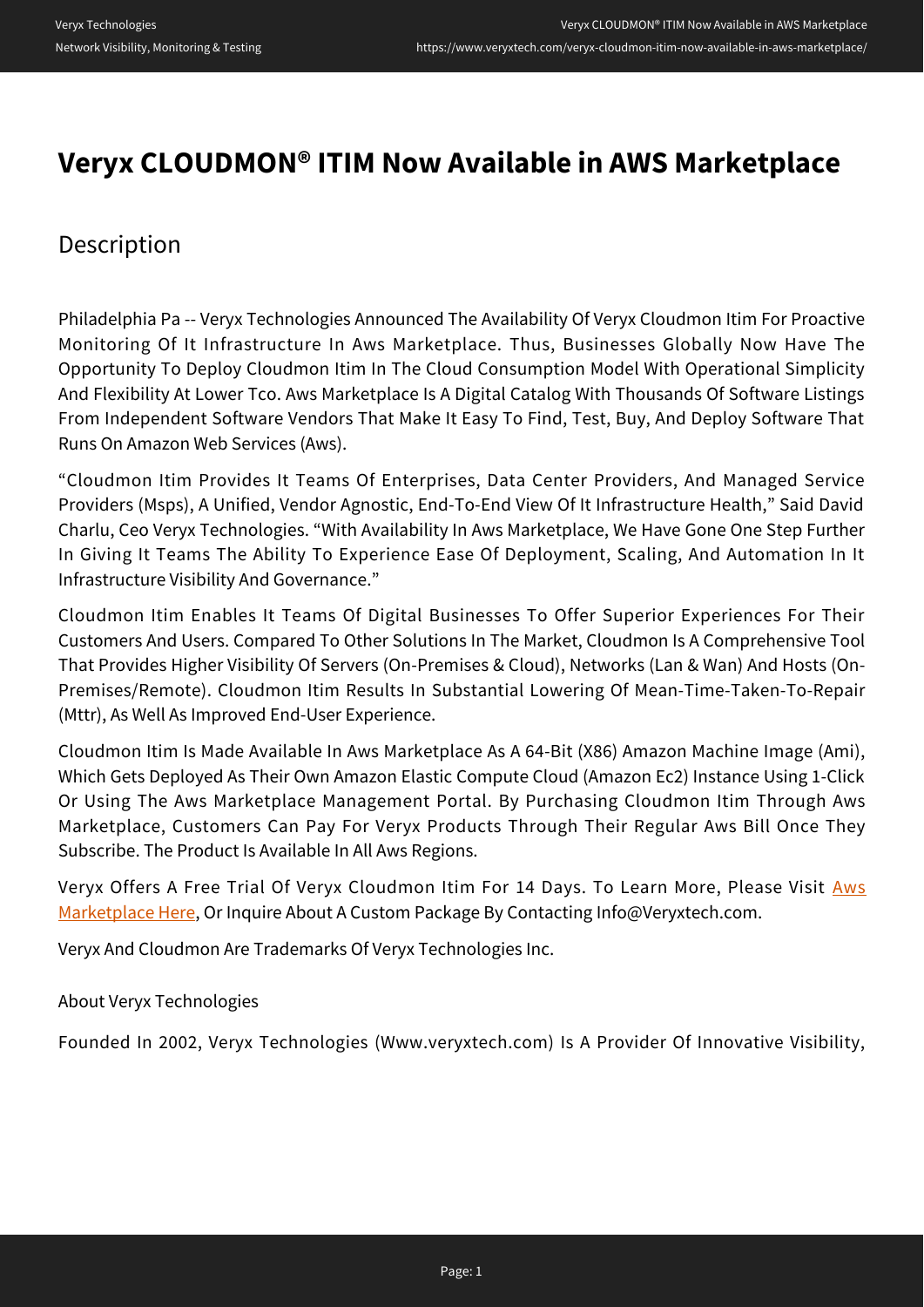# Veryx CLOUDMON® ITIM Now Available in AWS Marketplace

## Description

Philadelphia Pa -- Veryx Technologies Announced The Availability Of Veryx Cloudmon Itim For Proactive Monitoring Of It Infrastructure In Aws Marketplace. Thus, Businesses Globally Now Have The Opportunity To Deploy Cloudmon Itim In The Cloud Consumption Model With Operational Simplicity And Flexibility At Lower Tco. Aws Marketplace Is A Digital Catalog With Thousands Of Software Listings From Independent Software Vendors That Make It Easy To Find, Test, Buy, And Deploy Software That Runs On Amazon Web Services (Aws).

"Cloudmon Itim Provides It Teams Of Enterprises, Data Center Providers, And Managed Service Providers (Msps), A Unified, Vendor Agnostic, End-To-End View Of It Infrastructure Health," Said David Charlu, Ceo Veryx Technologies. "With Availability In Aws Marketplace, We Have Gone One Step Further In Giving It Teams The Ability To Experience Ease Of Deployment, Scaling, And Automation In It Infrastructure Visibility And Governance."

Cloudmon Itim Enables It Teams Of Digital Businesses To Offer Superior Experiences For Their Customers And Users. Compared To Other Solutions In The Market, Cloudmon Is A Comprehensive Tool That Provides Higher Visibility Of Servers (On-Premises & Cloud), Networks (Lan & Wan) And Hosts (On-Premises/Remote). Cloudmon Itim Results In Substantial Lowering Of Mean-Time-Taken-To-Repair (Mttr), As Well As Improved End-User Experience.

Cloudmon Itim Is Made Available In Aws Marketplace As A 64-Bit (X86) Amazon Machine Image (Ami), Which Gets Deployed As Their Own Amazon Elastic Compute Cloud (Amazon Ec2) Instance Using 1-Click Or Using The Aws Marketplace Management Portal. By Purchasing Cloudmon Itim Through Aws Marketplace, Customers Can Pay For Veryx Products Through Their Regular Aws Bill Once They Subscribe. The Product Is Available In All Aws Regions.

Veryx Offers A Free Trial Of Veryx Cloudmon Itim For 14 Days. To Learn More, Please Visit Aws Marketplace Here, Or Inquire About A Custom Package By Contacting Info@Veryxtech.com.

Veryx And Cloudmon Are Trademarks Of Veryx Technologies Inc.

About Veryx Technologies

Founded In 2002, Veryx Technologies (Www.veryxtech.com) Is A Provider Of Innovative Visibility,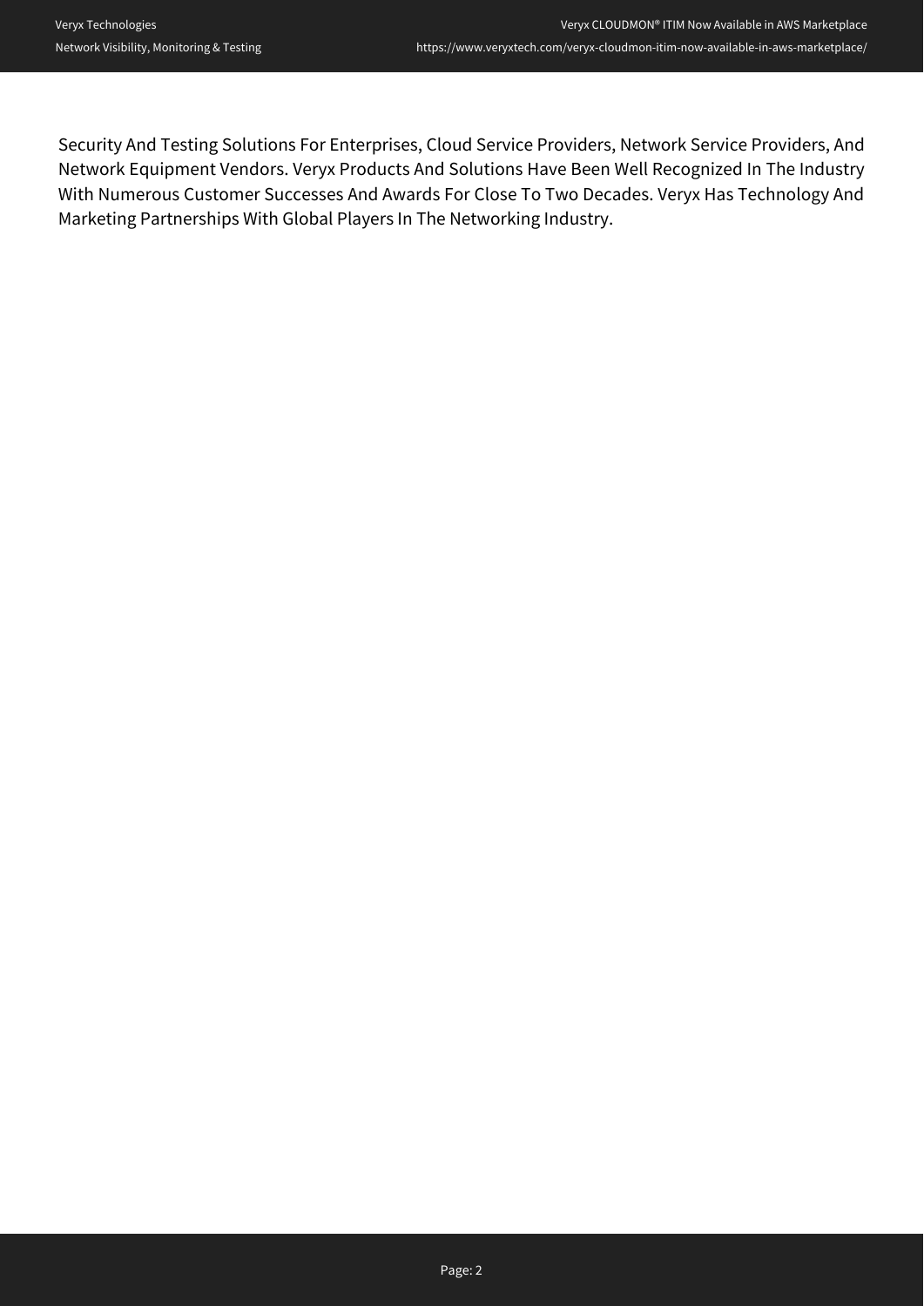Security And Testing Solutions For Enterprises, Cloud Service Providers, Network Service Providers, And Network Equipment Vendors. Veryx Products And Solutions Have Been Well Recognized In The Industry With Numerous Customer Successes And Awards For Close To Two Decades. Veryx Has Technology And Marketing Partnerships With Global Players In The Networking Industry.